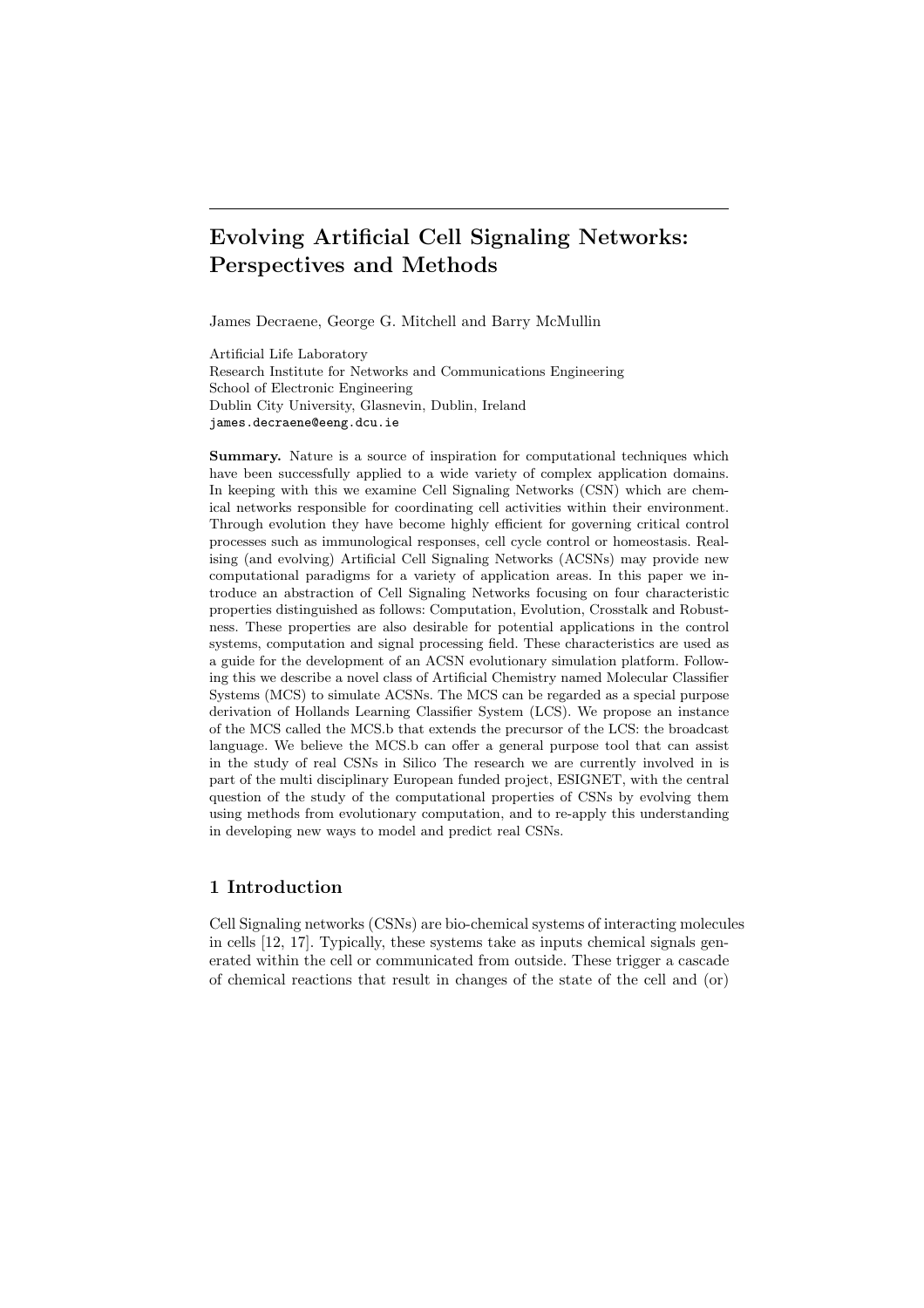# Evolving Artificial Cell Signaling Networks: Perspectives and Methods

James Decraene, George G. Mitchell and Barry McMullin

Artificial Life Laboratory
Research Institute for Networks and Communications Engineering
School of Electronic Engineering
Dublin City University, Glasnevin, Dublin, Ireland
james.decraene@eeng.dcu.ie

**Summary.** Nature is a source of inspiration for computational techniques which have been successfully applied to a wide variety of complex application domains. In keeping with this we examine Cell Signaling Networks (CSN) which are chemical networks responsible for coordinating cell activities within their environment. Through evolution they have become highly efficient for governing critical control processes such as immunological responses, cell cycle control or homeostasis. Realising (and evolving) Artificial Cell Signaling Networks (ACSNs) may provide new computational paradigms for a variety of application areas. In this paper we introduce an abstraction of Cell Signaling Networks focusing on four characteristic properties distinguished as follows: Computation, Evolution, Crosstalk and Robustness. These properties are also desirable for potential applications in the control systems, computation and signal processing field. These characteristics are used as a guide for the development of an ACSN evolutionary simulation platform. Following this we describe a novel class of Artificial Chemistry named Molecular Classifier Systems (MCS) to simulate ACSNs. The MCS can be regarded as a special purpose derivation of Hollands Learning Classifier System (LCS). We propose an instance of the MCS called the MCS.b that extends the precursor of the LCS: the broadcast language. We believe the MCS.b can offer a general purpose tool that can assist in the study of real CSNs in Silico The research we are currently involved in is part of the multi disciplinary European funded project, ESIGNET, with the central question of the study of the computational properties of CSNs by evolving them using methods from evolutionary computation, and to re-apply this understanding in developing new ways to model and predict real CSNs.

## 1 Introduction

Cell Signaling networks (CSNs) are bio-chemical systems of interacting molecules in cells [12, 17]. Typically, these systems take as inputs chemical signals generated within the cell or communicated from outside. These trigger a cascade of chemical reactions that result in changes of the state of the cell and (or)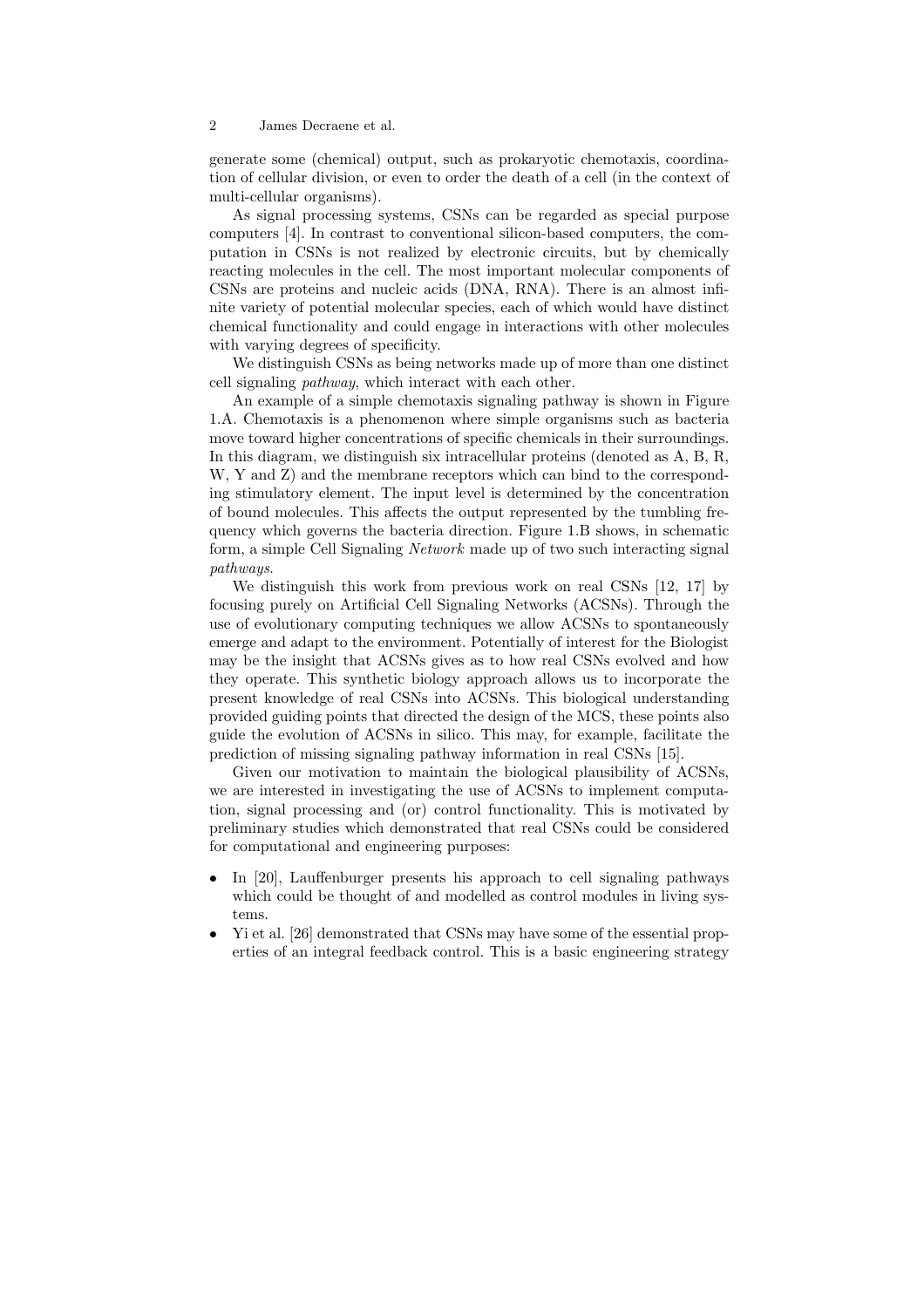generate some (chemical) output, such as prokaryotic chemotaxis, coordination of cellular division, or even to order the death of a cell (in the context of multi-cellular organisms).

As signal processing systems, CSNs can be regarded as special purpose computers [4]. In contrast to conventional silicon-based computers, the computation in CSNs is not realized by electronic circuits, but by chemically reacting molecules in the cell. The most important molecular components of CSNs are proteins and nucleic acids (DNA, RNA). There is an almost infinite variety of potential molecular species, each of which would have distinct chemical functionality and could engage in interactions with other molecules with varying degrees of specificity.

We distinguish CSNs as being networks made up of more than one distinct cell signaling *pathway*, which interact with each other.

An example of a simple chemotaxis signaling pathway is shown in Figure 1.A. Chemotaxis is a phenomenon where simple organisms such as bacteria move toward higher concentrations of specific chemicals in their surroundings. In this diagram, we distinguish six intracellular proteins (denoted as A, B, R, W, Y and Z) and the membrane receptors which can bind to the corresponding stimulatory element. The input level is determined by the concentration of bound molecules. This affects the output represented by the tumbling frequency which governs the bacteria direction. Figure 1.B shows, in schematic form, a simple Cell Signaling *Network* made up of two such interacting signal *pathways*.

We distinguish this work from previous work on real CSNs [12, 17] by focusing purely on Artificial Cell Signaling Networks (ACSNs). Through the use of evolutionary computing techniques we allow ACSNs to spontaneously emerge and adapt to the environment. Potentially of interest for the Biologist may be the insight that ACSNs gives as to how real CSNs evolved and how they operate. This synthetic biology approach allows us to incorporate the present knowledge of real CSNs into ACSNs. This biological understanding provided guiding points that directed the design of the MCS, these points also guide the evolution of ACSNs in silico. This may, for example, facilitate the prediction of missing signaling pathway information in real CSNs [15].

Given our motivation to maintain the biological plausibility of ACSNs, we are interested in investigating the use of ACSNs to implement computation, signal processing and (or) control functionality. This is motivated by preliminary studies which demonstrated that real CSNs could be considered for computational and engineering purposes:

- In [20], Lauffenburger presents his approach to cell signaling pathways which could be thought of and modelled as control modules in living systems.
- Yi et al. [26] demonstrated that CSNs may have some of the essential properties of an integral feedback control. This is a basic engineering strategy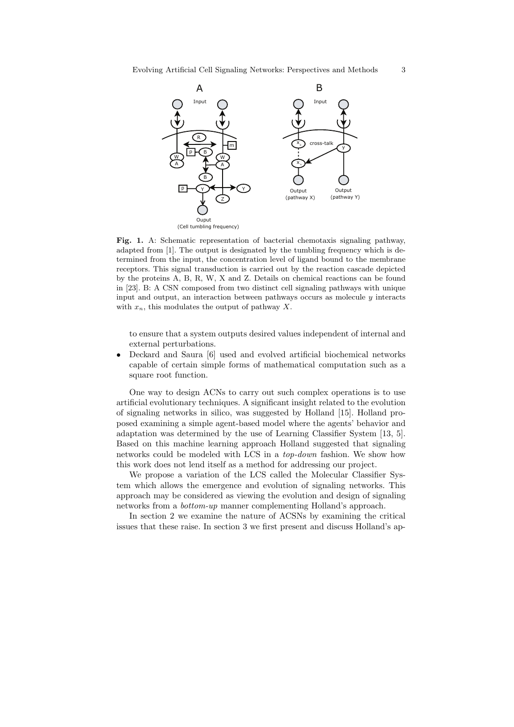**Fig. 1.** A: Schematic representation of bacterial chemotaxis signaling pathway, adapted from [1]. The output is designated by the tumbling frequency which is determined from the input, the concentration level of ligand bound to the membrane receptors. This signal transduction is carried out by the reaction cascade depicted by the proteins A, B, R, W, X and Z. Details on chemical reactions can be found in [23]. B: A CSN composed from two distinct cell signaling pathways with unique input and output, an interaction between pathways occurs as molecule $y$ interacts with $x_n$, this modulates the output of pathway $X$.

to ensure that a system outputs desired values independent of internal and external perturbations.

- Deckard and Saura [6] used and evolved artificial biochemical networks capable of certain simple forms of mathematical computation such as a square root function.

One way to design ACNs to carry out such complex operations is to use artificial evolutionary techniques. A significant insight related to the evolution of signaling networks in silico, was suggested by Holland [15]. Holland proposed examining a simple agent-based model where the agents' behavior and adaptation was determined by the use of Learning Classifier System [13, 5]. Based on this machine learning approach Holland suggested that signaling networks could be modeled with LCS in a *top-down* fashion. We show how this work does not lend itself as a method for addressing our project.

We propose a variation of the LCS called the Molecular Classifier System which allows the emergence and evolution of signaling networks. This approach may be considered as viewing the evolution and design of signaling networks from a *bottom-up* manner complementing Holland's approach.

In section 2 we examine the nature of ACSNs by examining the critical issues that these raise. In section 3 we first present and discuss Holland's ap-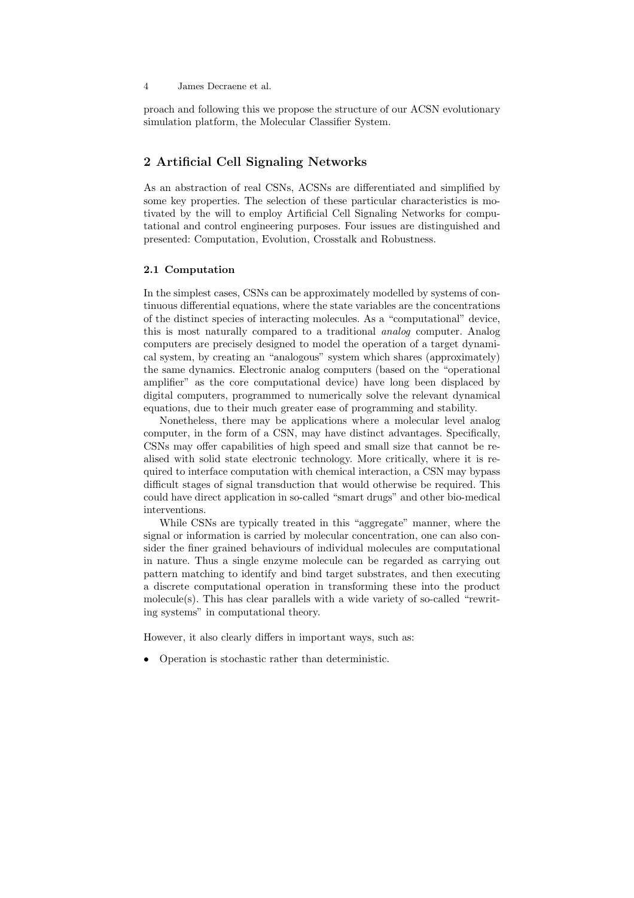proach and following this we propose the structure of our ACSN evolutionary simulation platform, the Molecular Classifier System.

## 2 Artificial Cell Signaling Networks

As an abstraction of real CSNs, ACSNs are differentiated and simplified by some key properties. The selection of these particular characteristics is motivated by the will to employ Artificial Cell Signaling Networks for computational and control engineering purposes. Four issues are distinguished and presented: Computation, Evolution, Crosstalk and Robustness.

### 2.1 Computation

In the simplest cases, CSNs can be approximately modelled by systems of continuous differential equations, where the state variables are the concentrations of the distinct species of interacting molecules. As a "computational" device, this is most naturally compared to a traditional *analog* computer. Analog computers are precisely designed to model the operation of a target dynamical system, by creating an "analogous" system which shares (approximately) the same dynamics. Electronic analog computers (based on the "operational amplifier" as the core computational device) have long been displaced by digital computers, programmed to numerically solve the relevant dynamical equations, due to their much greater ease of programming and stability.

Nonetheless, there may be applications where a molecular level analog computer, in the form of a CSN, may have distinct advantages. Specifically, CSNs may offer capabilities of high speed and small size that cannot be realised with solid state electronic technology. More critically, where it is required to interface computation with chemical interaction, a CSN may bypass difficult stages of signal transduction that would otherwise be required. This could have direct application in so-called "smart drugs" and other bio-medical interventions.

While CSNs are typically treated in this "aggregate" manner, where the signal or information is carried by molecular concentration, one can also consider the finer grained behaviours of individual molecules are computational in nature. Thus a single enzyme molecule can be regarded as carrying out pattern matching to identify and bind target substrates, and then executing a discrete computational operation in transforming these into the product molecule(s). This has clear parallels with a wide variety of so-called "rewriting systems" in computational theory.

However, it also clearly differs in important ways, such as:

- Operation is stochastic rather than deterministic.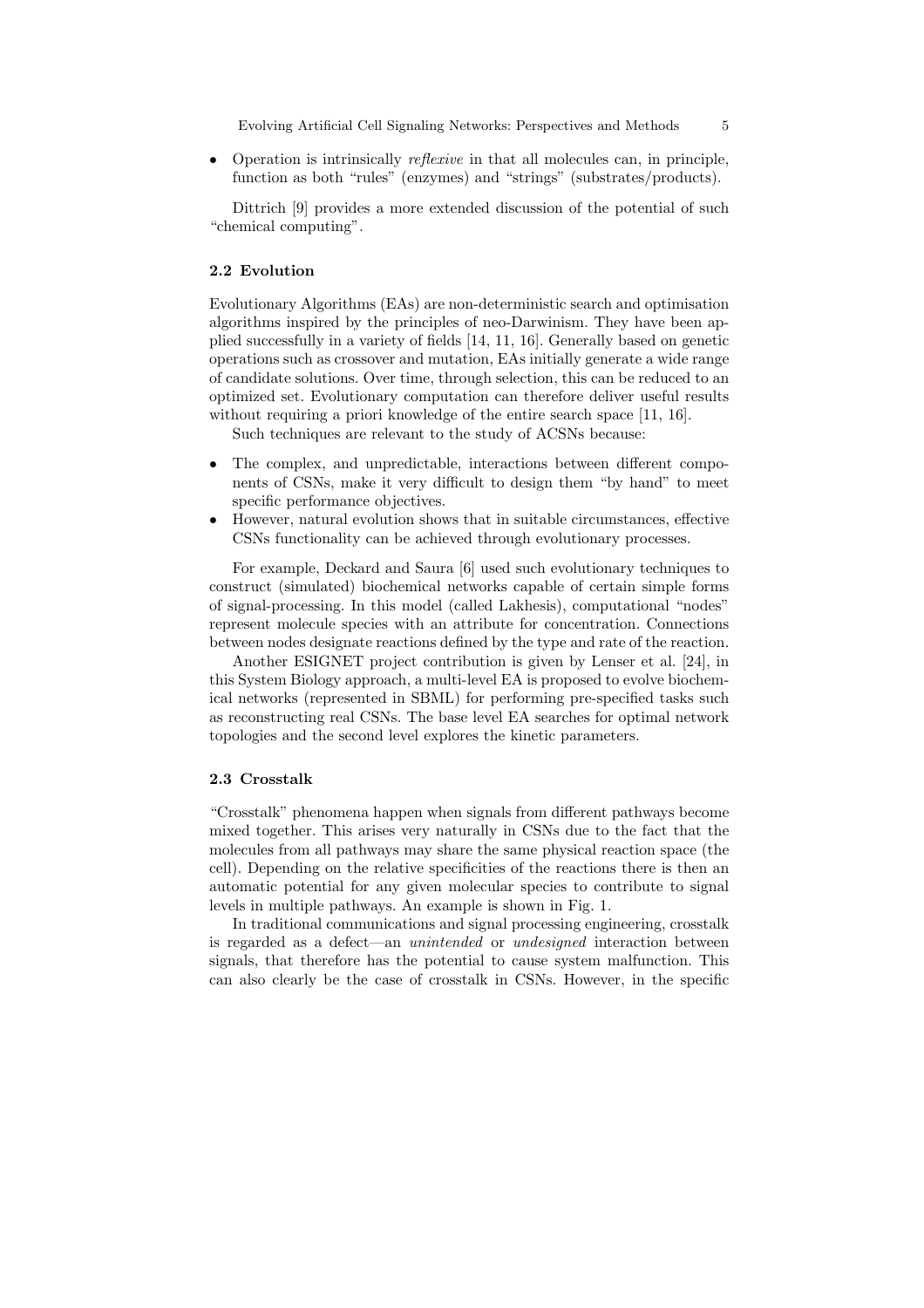- Operation is intrinsically *reflexive* in that all molecules can, in principle, function as both "rules" (enzymes) and "strings" (substrates/products).

Dittrich [9] provides a more extended discussion of the potential of such "chemical computing".

### 2.2 Evolution

Evolutionary Algorithms (EAs) are non-deterministic search and optimisation algorithms inspired by the principles of neo-Darwinism. They have been applied successfully in a variety of fields [14, 11, 16]. Generally based on genetic operations such as crossover and mutation, EAs initially generate a wide range of candidate solutions. Over time, through selection, this can be reduced to an optimized set. Evolutionary computation can therefore deliver useful results without requiring a priori knowledge of the entire search space [11, 16].

Such techniques are relevant to the study of ACSNs because:

- The complex, and unpredictable, interactions between different components of CSNs, make it very difficult to design them "by hand" to meet specific performance objectives.
- However, natural evolution shows that in suitable circumstances, effective CSNs functionality can be achieved through evolutionary processes.

For example, Deckard and Saura [6] used such evolutionary techniques to construct (simulated) biochemical networks capable of certain simple forms of signal-processing. In this model (called Lakhesis), computational "nodes" represent molecule species with an attribute for concentration. Connections between nodes designate reactions defined by the type and rate of the reaction.

Another ESIGNET project contribution is given by Lenser et al. [24], in this System Biology approach, a multi-level EA is proposed to evolve biochemical networks (represented in SBML) for performing pre-specified tasks such as reconstructing real CSNs. The base level EA searches for optimal network topologies and the second level explores the kinetic parameters.

### 2.3 Crosstalk

"Crosstalk" phenomena happen when signals from different pathways become mixed together. This arises very naturally in CSNs due to the fact that the molecules from all pathways may share the same physical reaction space (the cell). Depending on the relative specificities of the reactions there is then an automatic potential for any given molecular species to contribute to signal levels in multiple pathways. An example is shown in Fig. 1.

In traditional communications and signal processing engineering, crosstalk is regarded as a defect—an *unintended* or *undesigned* interaction between signals, that therefore has the potential to cause system malfunction. This can also clearly be the case of crosstalk in CSNs. However, in the specific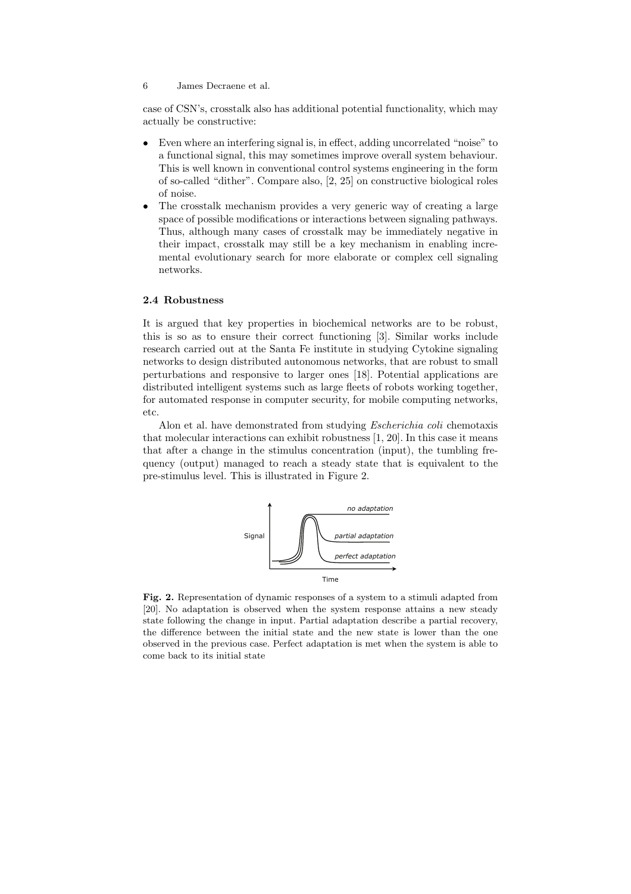case of CSN's, crosstalk also has additional potential functionality, which may actually be constructive:

- Even where an interfering signal is, in effect, adding uncorrelated "noise" to a functional signal, this may sometimes improve overall system behaviour. This is well known in conventional control systems engineering in the form of so-called "dither". Compare also, [2, 25] on constructive biological roles of noise.
- The crosstalk mechanism provides a very generic way of creating a large space of possible modifications or interactions between signaling pathways. Thus, although many cases of crosstalk may be immediately negative in their impact, crosstalk may still be a key mechanism in enabling incremental evolutionary search for more elaborate or complex cell signaling networks.

### 2.4 Robustness

It is argued that key properties in biochemical networks are to be robust, this is so as to ensure their correct functioning [3]. Similar works include research carried out at the Santa Fe institute in studying Cytokine signaling networks to design distributed autonomous networks, that are robust to small perturbations and responsive to larger ones [18]. Potential applications are distributed intelligent systems such as large fleets of robots working together, for automated response in computer security, for mobile computing networks, etc.

Alon et al. have demonstrated from studying *Escherichia coli* chemotaxis that molecular interactions can exhibit robustness [1, 20]. In this case it means that after a change in the stimulus concentration (input), the tumbling frequency (output) managed to reach a steady state that is equivalent to the pre-stimulus level. This is illustrated in Figure 2.

**Fig. 2.** Representation of dynamic responses of a system to a stimuli adapted from [20]. No adaptation is observed when the system response attains a new steady state following the change in input. Partial adaptation describe a partial recovery, the difference between the initial state and the new state is lower than the one observed in the previous case. Perfect adaptation is met when the system is able to come back to its initial state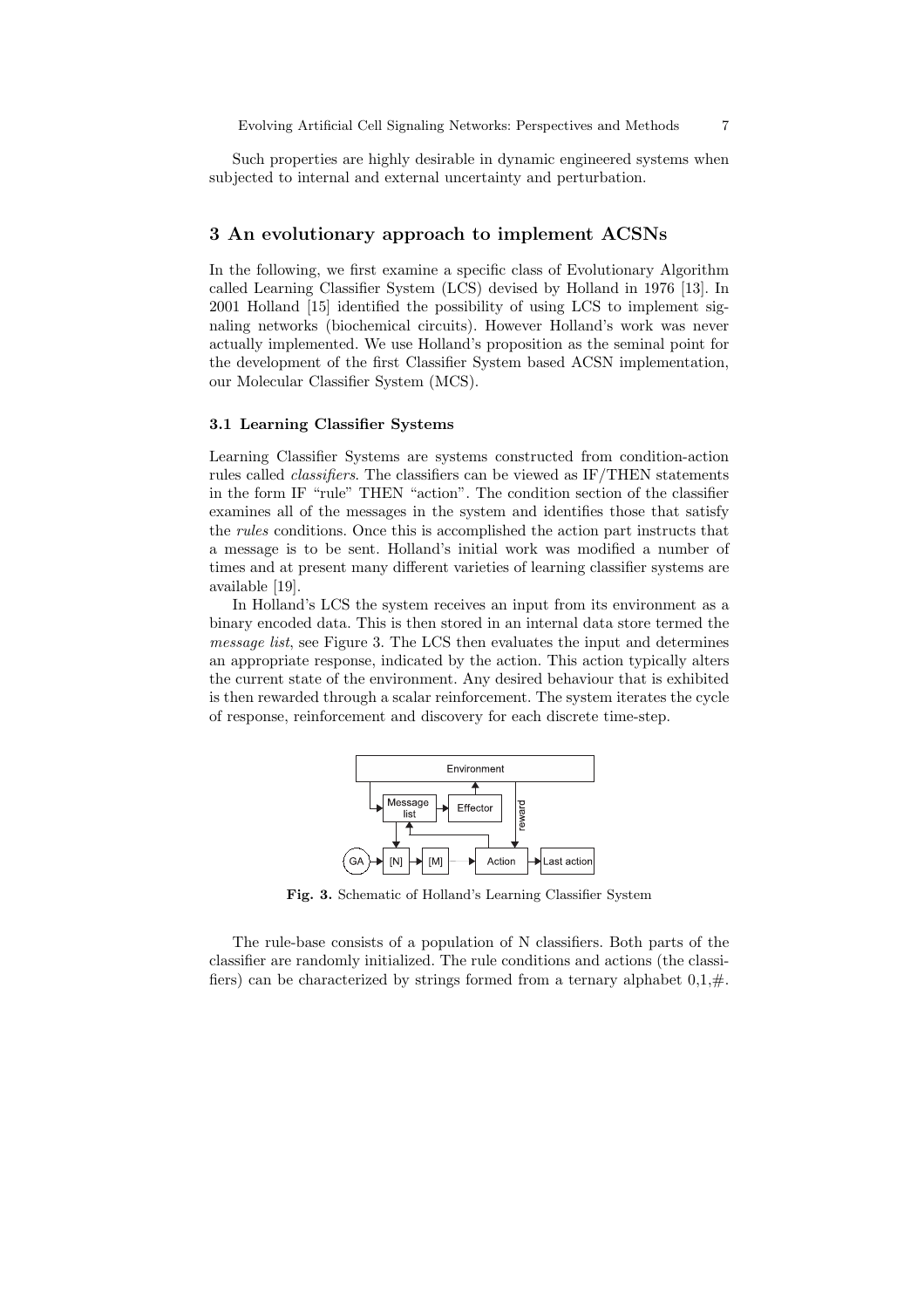Such properties are highly desirable in dynamic engineered systems when subjected to internal and external uncertainty and perturbation.

## 3 An evolutionary approach to implement ACSNs

In the following, we first examine a specific class of Evolutionary Algorithm called Learning Classifier System (LCS) devised by Holland in 1976 [13]. In 2001 Holland [15] identified the possibility of using LCS to implement signaling networks (biochemical circuits). However Holland's work was never actually implemented. We use Holland's proposition as the seminal point for the development of the first Classifier System based ACSN implementation, our Molecular Classifier System (MCS).

### 3.1 Learning Classifier Systems

Learning Classifier Systems are systems constructed from condition-action rules called *classifiers*. The classifiers can be viewed as IF/THEN statements in the form IF "rule" THEN "action". The condition section of the classifier examines all of the messages in the system and identifies those that satisfy the *rules* conditions. Once this is accomplished the action part instructs that a message is to be sent. Holland's initial work was modified a number of times and at present many different varieties of learning classifier systems are available [19].

In Holland's LCS the system receives an input from its environment as a binary encoded data. This is then stored in an internal data store termed the *message list*, see Figure 3. The LCS then evaluates the input and determines an appropriate response, indicated by the action. This action typically alters the current state of the environment. Any desired behaviour that is exhibited is then rewarded through a scalar reinforcement. The system iterates the cycle of response, reinforcement and discovery for each discrete time-step.

**Fig. 3.** Schematic of Holland's Learning Classifier System

The rule-base consists of a population of N classifiers. Both parts of the classifier are randomly initialized. The rule conditions and actions (the classifiers) can be characterized by strings formed from a ternary alphabet 0,1,#.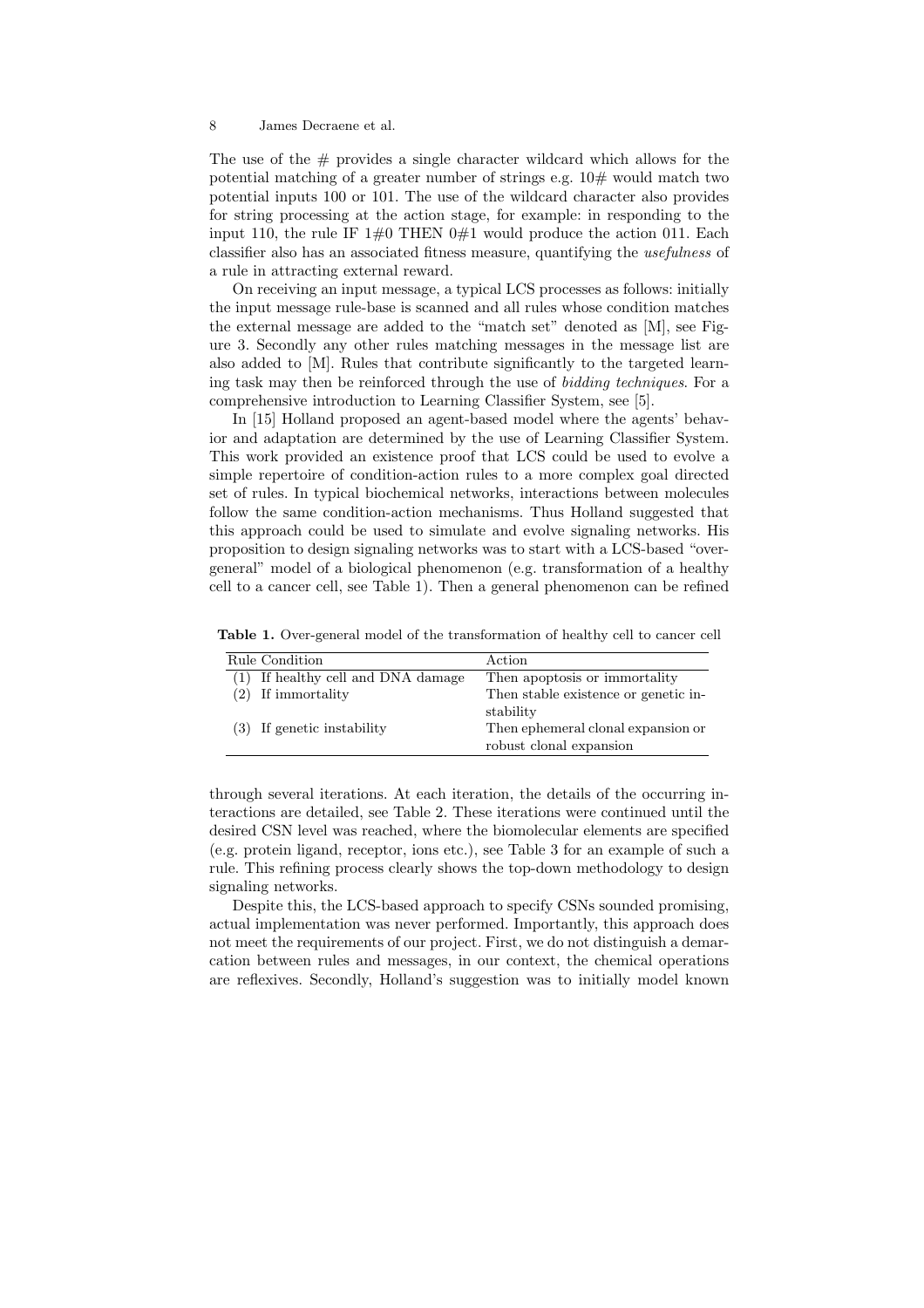The use of the # provides a single character wildcard which allows for the potential matching of a greater number of strings e.g. 10# would match two potential inputs 100 or 101. The use of the wildcard character also provides for string processing at the action stage, for example: in responding to the input 110, the rule IF 1#0 THEN 0#1 would produce the action 011. Each classifier also has an associated fitness measure, quantifying the *usefulness* of a rule in attracting external reward.

On receiving an input message, a typical LCS processes as follows: initially the input message rule-base is scanned and all rules whose condition matches the external message are added to the "match set" denoted as [M], see Figure 3. Secondly any other rules matching messages in the message list are also added to [M]. Rules that contribute significantly to the targeted learning task may then be reinforced through the use of *bidding techniques*. For a comprehensive introduction to Learning Classifier System, see [5].

In [15] Holland proposed an agent-based model where the agents' behavior and adaptation are determined by the use of Learning Classifier System. This work provided an existence proof that LCS could be used to evolve a simple repertoire of condition-action rules to a more complex goal directed set of rules. In typical biochemical networks, interactions between molecules follow the same condition-action mechanisms. Thus Holland suggested that this approach could be used to simulate and evolve signaling networks. His proposition to design signaling networks was to start with a LCS-based "over-general" model of a biological phenomenon (e.g. transformation of a healthy cell to a cancer cell, see Table 1). Then a general phenomenon can be refined

**Table 1.** Over-general model of the transformation of healthy cell to cancer cell

| Rule Condition | Action |
|---|---|
| (1) If healthy cell and DNA damage | Then apoptosis or immortality |
| (2) If immortality | Then stable existence or genetic instability |
| (3) If genetic instability | Then ephemeral clonal expansion or robust clonal expansion |

through several iterations. At each iteration, the details of the occurring interactions are detailed, see Table 2. These iterations were continued until the desired CSN level was reached, where the biomolecular elements are specified (e.g. protein ligand, receptor, ions etc.), see Table 3 for an example of such a rule. This refining process clearly shows the top-down methodology to design signaling networks.

Despite this, the LCS-based approach to specify CSNs sounded promising, actual implementation was never performed. Importantly, this approach does not meet the requirements of our project. First, we do not distinguish a demarcation between rules and messages, in our context, the chemical operations are reflexives. Secondly, Holland's suggestion was to initially model known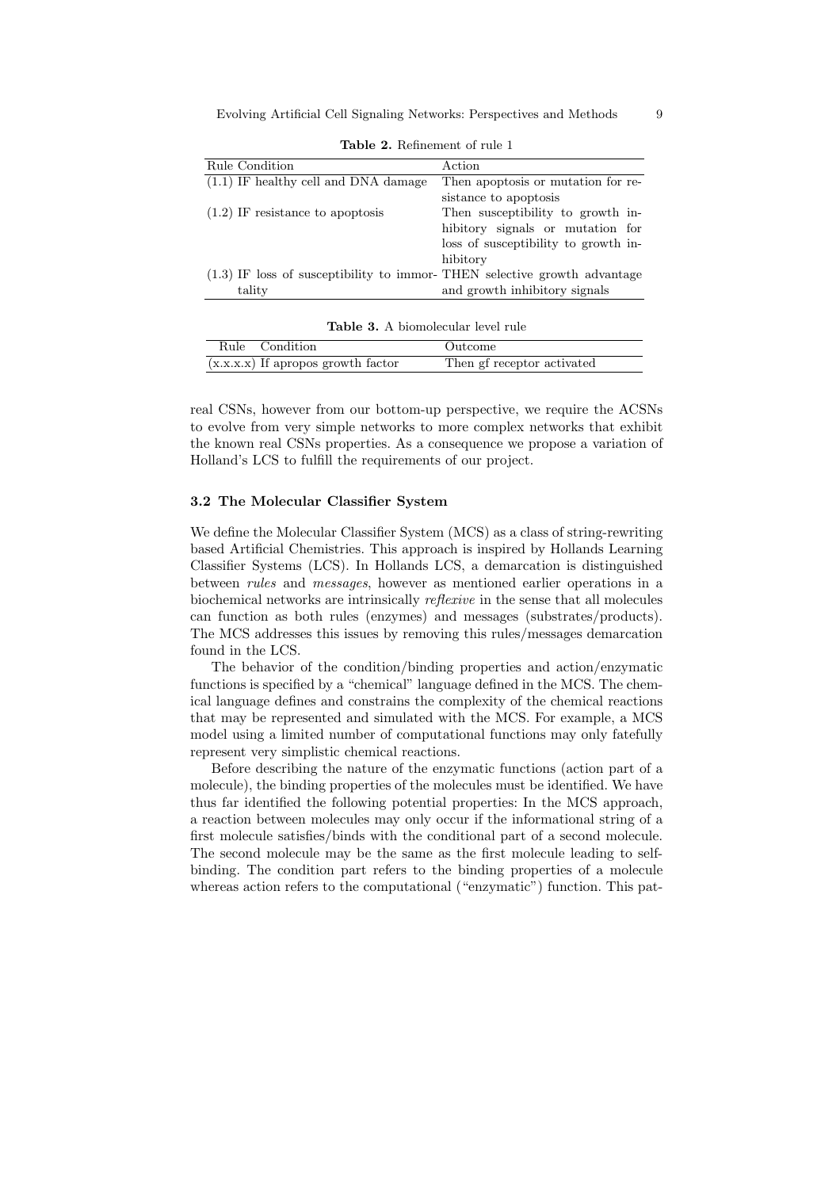**Table 2.** Refinement of rule 1

| Rule Condition | Action |
| --- | --- |
| (1.1) IF healthy cell and DNA damage | Then apoptosis or mutation for resistance to apoptosis |
| (1.2) IF resistance to apoptosis | Then susceptibility to growth inhibitory signals or mutation for loss of susceptibility to growth inhibitory |
| (1.3) IF loss of susceptibility to immortality | THEN selective growth advantage and growth inhibitory signals |

**Table 3.** A biomolecular level rule

| Rule | Condition | Outcome |
| --- | --- | --- |
| (x.x.x.x) | If apropos growth factor | Then gf receptor activated |

real CSNs, however from our bottom-up perspective, we require the ACSNs to evolve from very simple networks to more complex networks that exhibit the known real CSNs properties. As a consequence we propose a variation of Holland's LCS to fulfill the requirements of our project.

### 3.2 The Molecular Classifier System

We define the Molecular Classifier System (MCS) as a class of string-rewriting based Artificial Chemistries. This approach is inspired by Hollands Learning Classifier Systems (LCS). In Hollands LCS, a demarcation is distinguished between *rules* and *messages*, however as mentioned earlier operations in a biochemical networks are intrinsically *reflexive* in the sense that all molecules can function as both rules (enzymes) and messages (substrates/products). The MCS addresses this issues by removing this rules/messages demarcation found in the LCS.

The behavior of the condition/binding properties and action/enzymatic functions is specified by a "chemical" language defined in the MCS. The chemical language defines and constrains the complexity of the chemical reactions that may be represented and simulated with the MCS. For example, a MCS model using a limited number of computational functions may only fatefully represent very simplistic chemical reactions.

Before describing the nature of the enzymatic functions (action part of a molecule), the binding properties of the molecules must be identified. We have thus far identified the following potential properties: In the MCS approach, a reaction between molecules may only occur if the informational string of a first molecule satisfies/binds with the conditional part of a second molecule. The second molecule may be the same as the first molecule leading to self-binding. The condition part refers to the binding properties of a molecule whereas action refers to the computational ("enzymatic") function. This pat-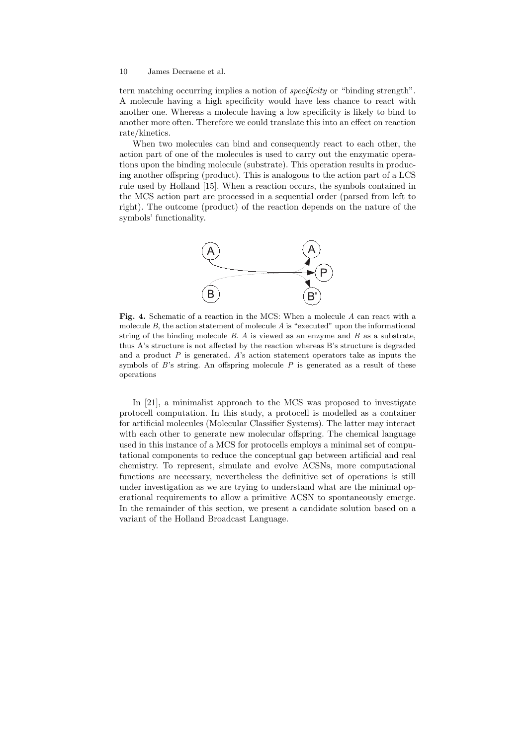tern matching occurring implies a notion of *specificity* or "binding strength". A molecule having a high specificity would have less chance to react with another one. Whereas a molecule having a low specificity is likely to bind to another more often. Therefore we could translate this into an effect on reaction rate/kinetics.

When two molecules can bind and consequently react to each other, the action part of one of the molecules is used to carry out the enzymatic operations upon the binding molecule (substrate). This operation results in producing another offspring (product). This is analogous to the action part of a LCS rule used by Holland [15]. When a reaction occurs, the symbols contained in the MCS action part are processed in a sequential order (parsed from left to right). The outcome (product) of the reaction depends on the nature of the symbols' functionality.

A

B

A

P

B'

**Fig. 4.** Schematic of a reaction in the MCS: When a molecule $A$ can react with a molecule $B$, the action statement of molecule $A$ is "executed" upon the informational string of the binding molecule $B$. $A$ is viewed as an enzyme and $B$ as a substrate, thus A's structure is not affected by the reaction whereas B's structure is degraded and a product $P$ is generated. $A$'s action statement operators take as inputs the symbols of $B$'s string. An offspring molecule $P$ is generated as a result of these operations

In [21], a minimalist approach to the MCS was proposed to investigate protocell computation. In this study, a protocell is modelled as a container for artificial molecules (Molecular Classifier Systems). The latter may interact with each other to generate new molecular offspring. The chemical language used in this instance of a MCS for protocells employs a minimal set of computational components to reduce the conceptual gap between artificial and real chemistry. To represent, simulate and evolve ACSNs, more computational functions are necessary, nevertheless the definitive set of operations is still under investigation as we are trying to understand what are the minimal operational requirements to allow a primitive ACSN to spontaneously emerge. In the remainder of this section, we present a candidate solution based on a variant of the Holland Broadcast Language.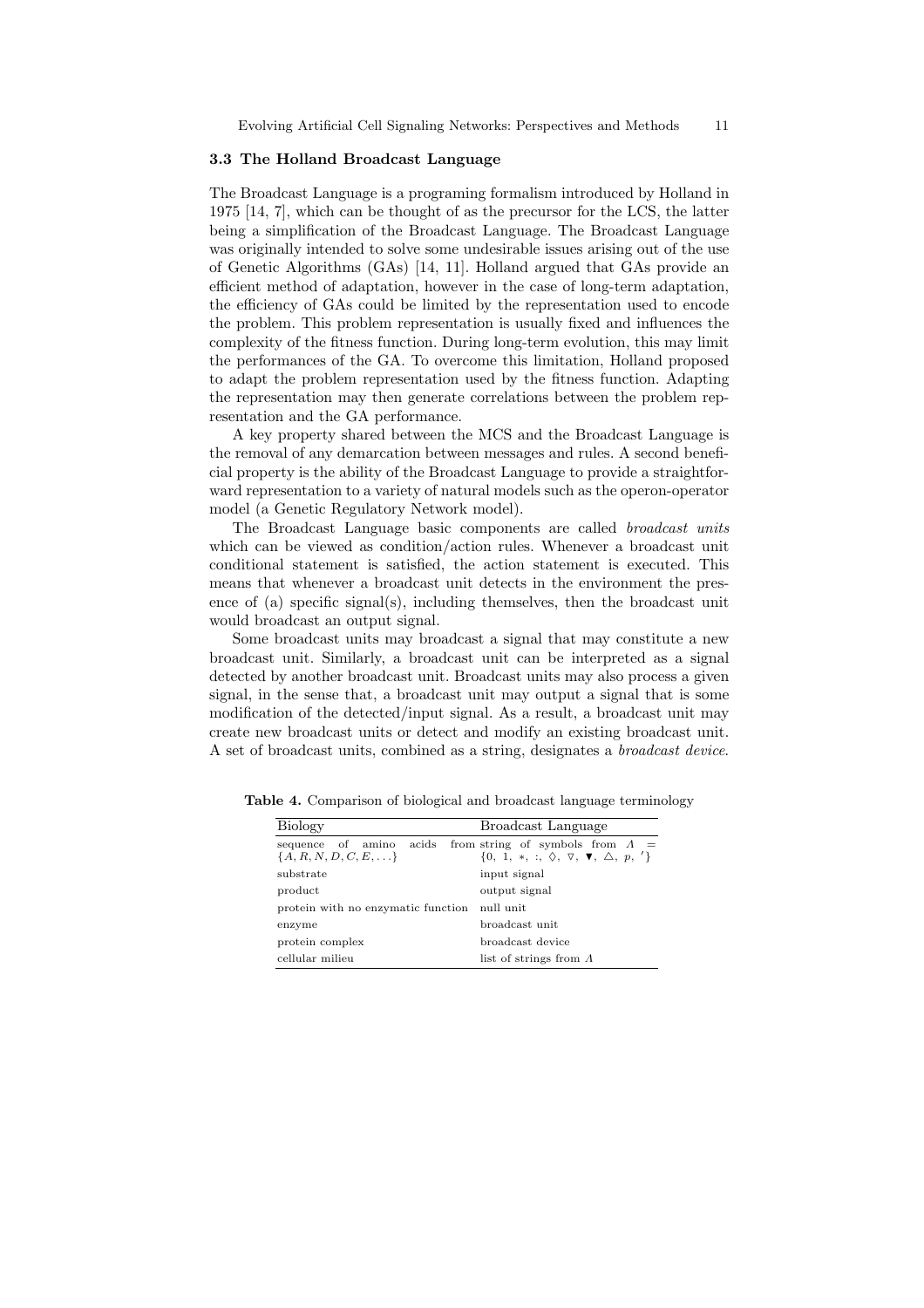### 3.3 The Holland Broadcast Language

The Broadcast Language is a programing formalism introduced by Holland in 1975 [14, 7], which can be thought of as the precursor for the LCS, the latter being a simplification of the Broadcast Language. The Broadcast Language was originally intended to solve some undesirable issues arising out of the use of Genetic Algorithms (GAs) [14, 11]. Holland argued that GAs provide an efficient method of adaptation, however in the case of long-term adaptation, the efficiency of GAs could be limited by the representation used to encode the problem. This problem representation is usually fixed and influences the complexity of the fitness function. During long-term evolution, this may limit the performances of the GA. To overcome this limitation, Holland proposed to adapt the problem representation used by the fitness function. Adapting the representation may then generate correlations between the problem representation and the GA performance.

A key property shared between the MCS and the Broadcast Language is the removal of any demarcation between messages and rules. A second beneficial property is the ability of the Broadcast Language to provide a straightforward representation to a variety of natural models such as the operon-operator model (a Genetic Regulatory Network model).

The Broadcast Language basic components are called *broadcast units* which can be viewed as condition/action rules. Whenever a broadcast unit conditional statement is satisfied, the action statement is executed. This means that whenever a broadcast unit detects in the environment the presence of (a) specific signal(s), including themselves, then the broadcast unit would broadcast an output signal.

Some broadcast units may broadcast a signal that may constitute a new broadcast unit. Similarly, a broadcast unit can be interpreted as a signal detected by another broadcast unit. Broadcast units may also process a given signal, in the sense that, a broadcast unit may output a signal that is some modification of the detected/input signal. As a result, a broadcast unit may create new broadcast units or detect and modify an existing broadcast unit. A set of broadcast units, combined as a string, designates a *broadcast device*.

**Table 4.** Comparison of biological and broadcast language terminology

| Biology | Broadcast Language |
|---|---|
| sequence of amino acids from $\{A, R, N, D, C, E, \ldots\}$ | string of symbols from $\Lambda = \{0,\ 1,\ *,\ :,\ \Diamond,\ \triangledown,\ \blacktriangledown,\ \triangle,\ p,\ '\}$ |
| substrate | input signal |
| product | output signal |
| protein with no enzymatic function | null unit |
| enzyme | broadcast unit |
| protein complex | broadcast device |
| cellular milieu | list of strings from $\Lambda$ |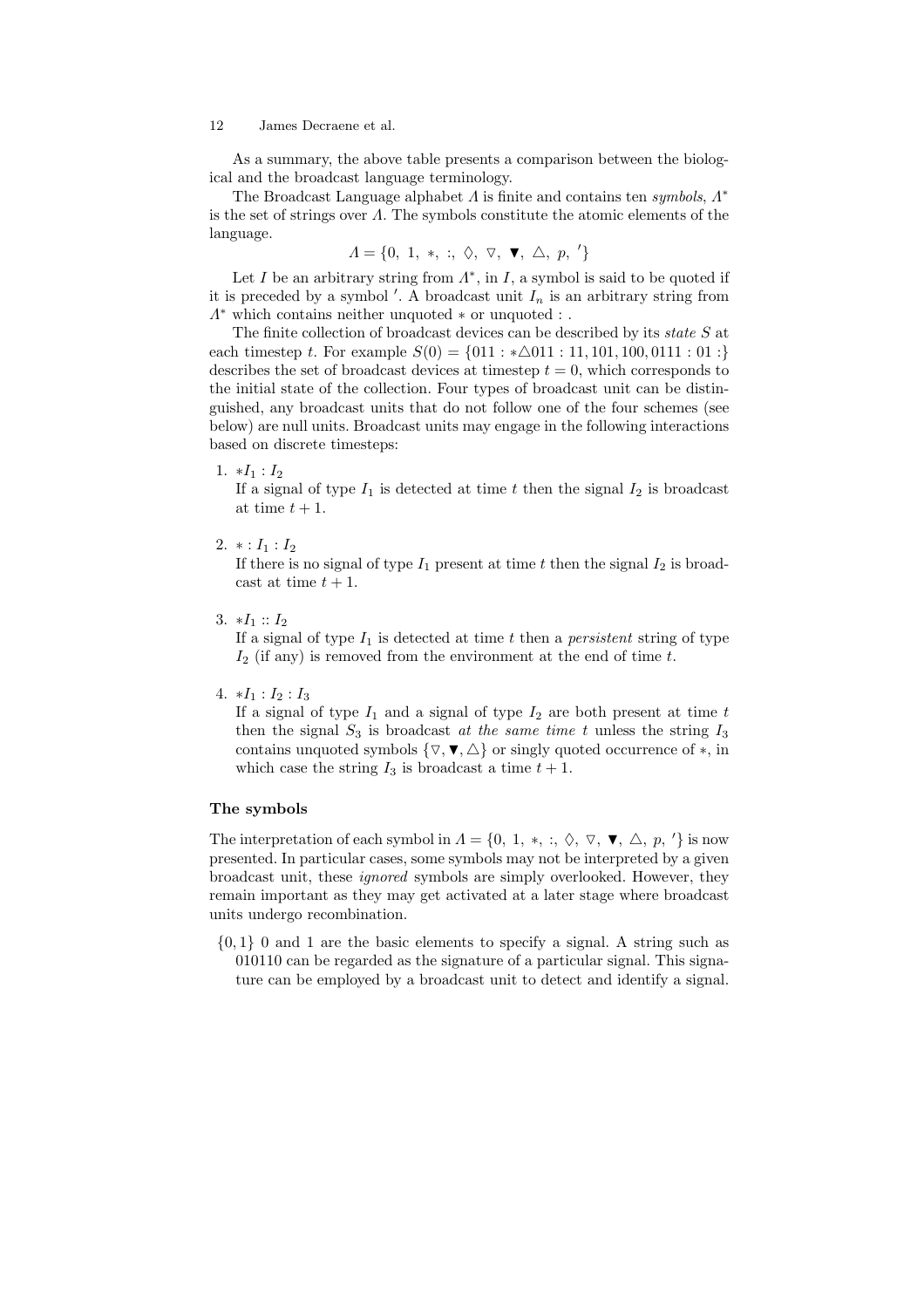As a summary, the above table presents a comparison between the biological and the broadcast language terminology.

The Broadcast Language alphabet $\Lambda$ is finite and contains ten *symbols*, $\Lambda^*$ is the set of strings over $\Lambda$. The symbols constitute the atomic elements of the language.

$$\Lambda = \{0,\ 1,\ *,\ :,\ \lozenge,\ \triangledown,\ \blacktriangledown,\ \triangle,\ p,\ '\}$$

Let $I$ be an arbitrary string from $\Lambda^*$, in $I$, a symbol is said to be quoted if it is preceded by a symbol $'$. A broadcast unit $I_n$ is an arbitrary string from $\Lambda^*$ which contains neither unquoted $*$ or unquoted $:$ .

The finite collection of broadcast devices can be described by its *state* $S$ at each timestep $t$. For example $S(0) = \{011 : *\triangle 011 : 11, 101, 100, 0111 : 01 :\}$ describes the set of broadcast devices at timestep $t = 0$, which corresponds to the initial state of the collection. Four types of broadcast unit can be distinguished, any broadcast units that do not follow one of the four schemes (see below) are null units. Broadcast units may engage in the following interactions based on discrete timesteps:

1. $*I_1 : I_2$
   If a signal of type $I_1$ is detected at time $t$ then the signal $I_2$ is broadcast at time $t + 1$.

2. $* : I_1 : I_2$
   If there is no signal of type $I_1$ present at time $t$ then the signal $I_2$ is broadcast at time $t + 1$.

3. $*I_1 :: I_2$
   If a signal of type $I_1$ is detected at time $t$ then a *persistent* string of type $I_2$ (if any) is removed from the environment at the end of time $t$.

4. $*I_1 : I_2 : I_3$
   If a signal of type $I_1$ and a signal of type $I_2$ are both present at time $t$ then the signal $S_3$ is broadcast *at the same time* $t$ unless the string $I_3$ contains unquoted symbols $\{\triangledown, \blacktriangledown, \triangle\}$ or singly quoted occurrence of $*$, in which case the string $I_3$ is broadcast a time $t + 1$.

### The symbols

The interpretation of each symbol in $\Lambda = \{0,\ 1,\ *,\ :,\ \lozenge,\ \triangledown,\ \blacktriangledown,\ \triangle,\ p,\ '\}$ is now presented. In particular cases, some symbols may not be interpreted by a given broadcast unit, these *ignored* symbols are simply overlooked. However, they remain important as they may get activated at a later stage where broadcast units undergo recombination.

- $\{0, 1\}$ 0 and 1 are the basic elements to specify a signal. A string such as 010110 can be regarded as the signature of a particular signal. This signature can be employed by a broadcast unit to detect and identify a signal.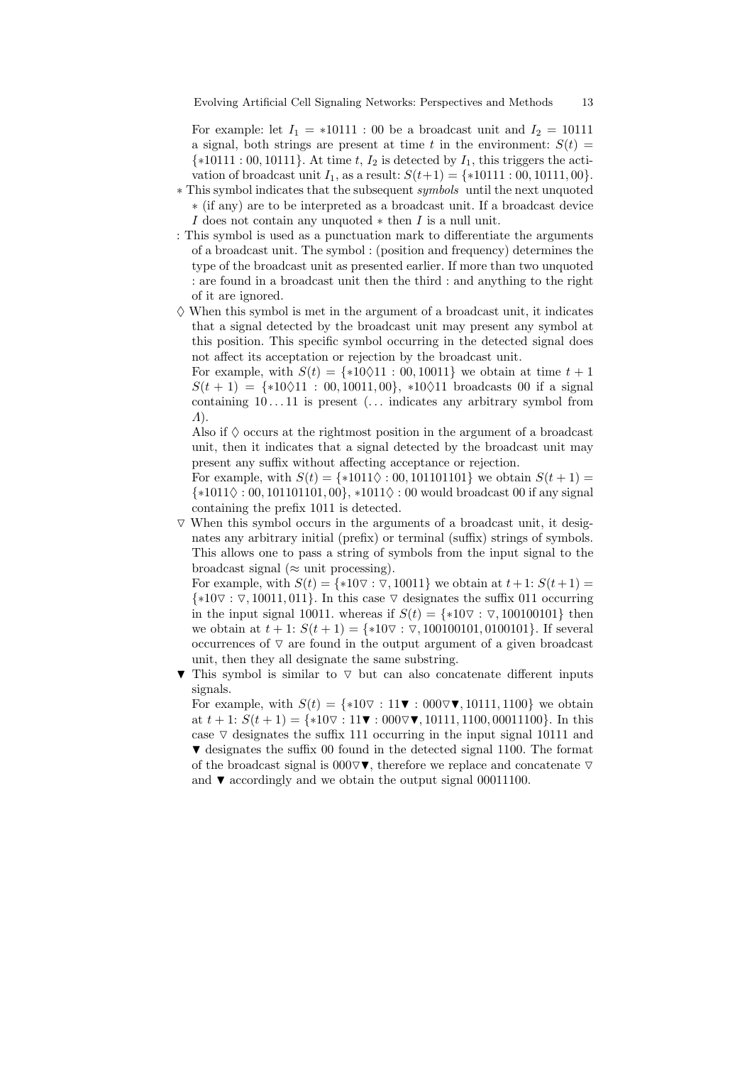For example: let $I_1 = *10111 : 00$ be a broadcast unit and $I_2 = 10111$ a signal, both strings are present at time $t$ in the environment: $S(t) = \{*10111 : 00, 10111\}$. At time $t$, $I_2$ is detected by $I_1$, this triggers the activation of broadcast unit $I_1$, as a result: $S(t+1) = \{*10111 : 00, 10111, 00\}$.

- $*$ This symbol indicates that the subsequent *symbols* until the next unquoted $*$ (if any) are to be interpreted as a broadcast unit. If a broadcast device $I$ does not contain any unquoted $*$ then $I$ is a null unit.
- : This symbol is used as a punctuation mark to differentiate the arguments of a broadcast unit. The symbol : (position and frequency) determines the type of the broadcast unit as presented earlier. If more than two unquoted : are found in a broadcast unit then the third : and anything to the right of it are ignored.
- $\Diamond$ When this symbol is met in the argument of a broadcast unit, it indicates that a signal detected by the broadcast unit may present any symbol at this position. This specific symbol occurring in the detected signal does not affect its acceptation or rejection by the broadcast unit.

  For example, with $S(t) = \{*10\Diamond 11 : 00, 10011\}$ we obtain at time $t+1$ $S(t+1) = \{*10\Diamond 11 : 00, 10011, 00\}$, $*10\Diamond 11$ broadcasts 00 if a signal containing $10\ldots 11$ is present ($\ldots$ indicates any arbitrary symbol from $\Lambda$).

  Also if $\Diamond$ occurs at the rightmost position in the argument of a broadcast unit, then it indicates that a signal detected by the broadcast unit may present any suffix without affecting acceptance or rejection.

  For example, with $S(t) = \{*1011\Diamond : 00, 101101101\}$ we obtain $S(t+1) = \{*1011\Diamond : 00, 101101101, 00\}$, $*1011\Diamond : 00$ would broadcast 00 if any signal containing the prefix 1011 is detected.
- $\triangledown$ When this symbol occurs in the arguments of a broadcast unit, it designates any arbitrary initial (prefix) or terminal (suffix) strings of symbols. This allows one to pass a string of symbols from the input signal to the broadcast signal ($\approx$ unit processing).

  For example, with $S(t) = \{*10\triangledown : \triangledown, 10011\}$ we obtain at $t+1$: $S(t+1) = \{*10\triangledown : \triangledown, 10011, 011\}$. In this case $\triangledown$ designates the suffix 011 occurring in the input signal 10011. whereas if $S(t) = \{*10\triangledown : \triangledown, 100100101\}$ then we obtain at $t+1$: $S(t+1) = \{*10\triangledown : \triangledown, 100100101, 0100101\}$. If several occurrences of $\triangledown$ are found in the output argument of a given broadcast unit, then they all designate the same substring.
- $\blacktriangledown$ This symbol is similar to $\triangledown$ but can also concatenate different inputs signals.

  For example, with $S(t) = \{*10\triangledown : 11\blacktriangledown : 000\triangledown\blacktriangledown, 10111, 1100\}$ we obtain at $t+1$: $S(t+1) = \{*10\triangledown : 11\blacktriangledown : 000\triangledown\blacktriangledown, 10111, 1100, 00011100\}$. In this case $\triangledown$ designates the suffix 111 occurring in the input signal 10111 and $\blacktriangledown$ designates the suffix 00 found in the detected signal 1100. The format of the broadcast signal is $000\triangledown\blacktriangledown$, therefore we replace and concatenate $\triangledown$ and $\blacktriangledown$ accordingly and we obtain the output signal 00011100.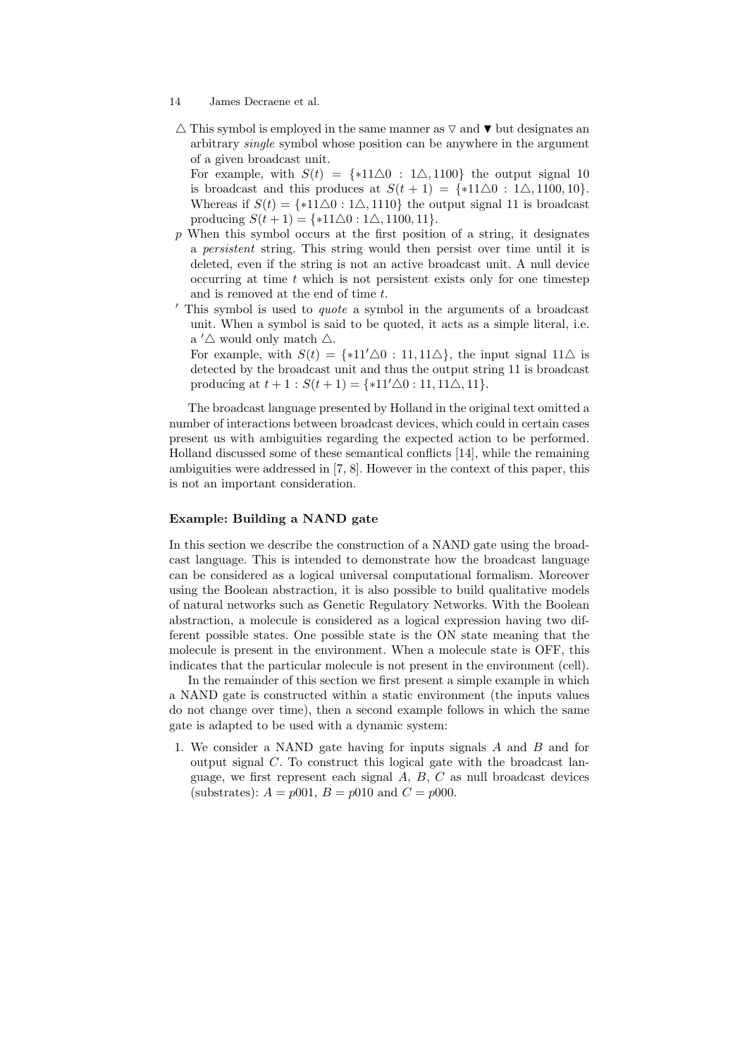- $\triangle$ This symbol is employed in the same manner as $\triangledown$ and $\blacktriangledown$ but designates an arbitrary *single* symbol whose position can be anywhere in the argument of a given broadcast unit.
  For example, with $S(t) = \{*11\triangle 0 : 1\triangle, 1100\}$ the output signal 10 is broadcast and this produces at $S(t+1) = \{*11\triangle 0 : 1\triangle, 1100, 10\}$. Whereas if $S(t) = \{*11\triangle 0 : 1\triangle, 1110\}$ the output signal 11 is broadcast producing $S(t+1) = \{*11\triangle 0 : 1\triangle, 1100, 11\}$.
- $p$ When this symbol occurs at the first position of a string, it designates a *persistent* string. This string would then persist over time until it is deleted, even if the string is not an active broadcast unit. A null device occurring at time $t$ which is not persistent exists only for one timestep and is removed at the end of time $t$.
- $'$ This symbol is used to *quote* a symbol in the arguments of a broadcast unit. When a symbol is said to be quoted, it acts as a simple literal, i.e. a $'\triangle$ would only match $\triangle$.
  For example, with $S(t) = \{*11'\triangle 0 : 11, 11\triangle\}$, the input signal $11\triangle$ is detected by the broadcast unit and thus the output string 11 is broadcast producing at $t+1 : S(t+1) = \{*11'\triangle 0 : 11, 11\triangle, 11\}$.

The broadcast language presented by Holland in the original text omitted a number of interactions between broadcast devices, which could in certain cases present us with ambiguities regarding the expected action to be performed. Holland discussed some of these semantical conflicts [14], while the remaining ambiguities were addressed in [7, 8]. However in the context of this paper, this is not an important consideration.

### Example: Building a NAND gate

In this section we describe the construction of a NAND gate using the broadcast language. This is intended to demonstrate how the broadcast language can be considered as a logical universal computational formalism. Moreover using the Boolean abstraction, it is also possible to build qualitative models of natural networks such as Genetic Regulatory Networks. With the Boolean abstraction, a molecule is considered as a logical expression having two different possible states. One possible state is the ON state meaning that the molecule is present in the environment. When a molecule state is OFF, this indicates that the particular molecule is not present in the environment (cell).

In the remainder of this section we first present a simple example in which a NAND gate is constructed within a static environment (the inputs values do not change over time), then a second example follows in which the same gate is adapted to be used with a dynamic system:

1. We consider a NAND gate having for inputs signals $A$ and $B$ and for output signal $C$. To construct this logical gate with the broadcast language, we first represent each signal $A$, $B$, $C$ as null broadcast devices (substrates): $A = p001$, $B = p010$ and $C = p000$.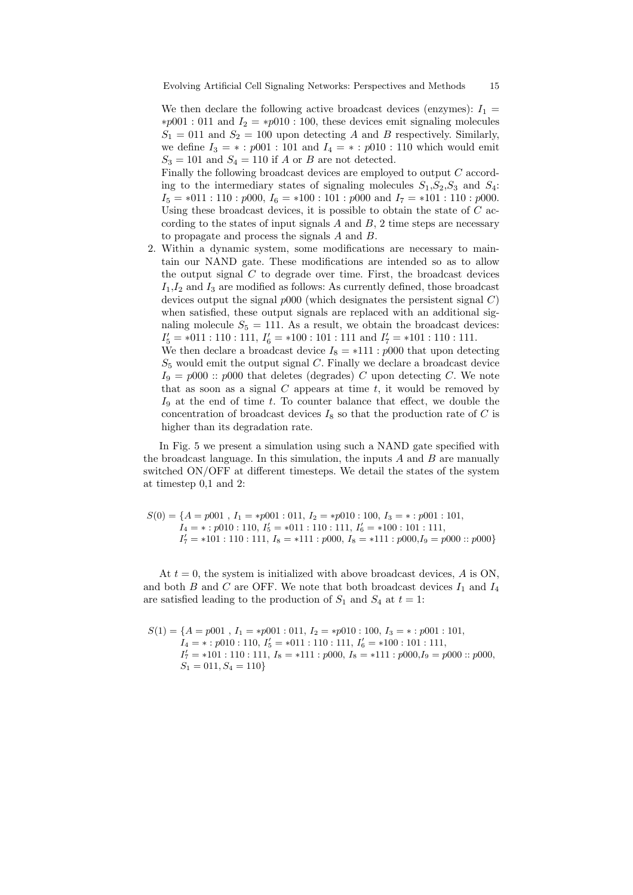We then declare the following active broadcast devices (enzymes): $I_1 = *p001 : 011$ and $I_2 = *p010 : 100$, these devices emit signaling molecules $S_1 = 011$ and $S_2 = 100$ upon detecting $A$ and $B$ respectively. Similarly, we define $I_3 = * : p001 : 101$ and $I_4 = * : p010 : 110$ which would emit $S_3 = 101$ and $S_4 = 110$ if $A$ or $B$ are not detected.

Finally the following broadcast devices are employed to output $C$ according to the intermediary states of signaling molecules $S_1$,$S_2$,$S_3$ and $S_4$: $I_5 = *011 : 110 : p000$, $I_6 = *100 : 101 : p000$ and $I_7 = *101 : 110 : p000$. Using these broadcast devices, it is possible to obtain the state of $C$ according to the states of input signals $A$ and $B$, 2 time steps are necessary to propagate and process the signals $A$ and $B$.

2. Within a dynamic system, some modifications are necessary to maintain our NAND gate. These modifications are intended so as to allow the output signal $C$ to degrade over time. First, the broadcast devices $I_1$,$I_2$ and $I_3$ are modified as follows: As currently defined, those broadcast devices output the signal $p000$ (which designates the persistent signal $C$) when satisfied, these output signals are replaced with an additional signaling molecule $S_5 = 111$. As a result, we obtain the broadcast devices: $I'_5 = *011 : 110 : 111$, $I'_6 = *100 : 101 : 111$ and $I'_7 = *101 : 110 : 111$.

   We then declare a broadcast device $I_8 = *111 : p000$ that upon detecting $S_5$ would emit the output signal $C$. Finally we declare a broadcast device $I_9 = p000 :: p000$ that deletes (degrades) $C$ upon detecting $C$. We note that as soon as a signal $C$ appears at time $t$, it would be removed by $I_9$ at the end of time $t$. To counter balance that effect, we double the concentration of broadcast devices $I_8$ so that the production rate of $C$ is higher than its degradation rate.

In Fig. 5 we present a simulation using such a NAND gate specified with the broadcast language. In this simulation, the inputs $A$ and $B$ are manually switched ON/OFF at different timesteps. We detail the states of the system at timestep 0,1 and 2:

$$S(0) = \{A = p001\ ,\ I_1 = *p001 : 011,\ I_2 = *p010 : 100,\ I_3 = * : p001 : 101,\\ I_4 = * : p010 : 110,\ I'_5 = *011 : 110 : 111,\ I'_6 = *100 : 101 : 111,\\ I'_7 = *101 : 110 : 111,\ I_8 = *111 : p000,\ I_8 = *111 : p000, I_9 = p000 :: p000\}$$

At $t = 0$, the system is initialized with above broadcast devices, $A$ is ON, and both $B$ and $C$ are OFF. We note that both broadcast devices $I_1$ and $I_4$ are satisfied leading to the production of $S_1$ and $S_4$ at $t = 1$:

$$S(1) = \{A = p001\ ,\ I_1 = *p001 : 011,\ I_2 = *p010 : 100,\ I_3 = * : p001 : 101,\\ I_4 = * : p010 : 110,\ I'_5 = *011 : 110 : 111,\ I'_6 = *100 : 101 : 111,\\ I'_7 = *101 : 110 : 111,\ I_8 = *111 : p000,\ I_8 = *111 : p000, I_9 = p000 :: p000,\\ S_1 = 011, S_4 = 110\}$$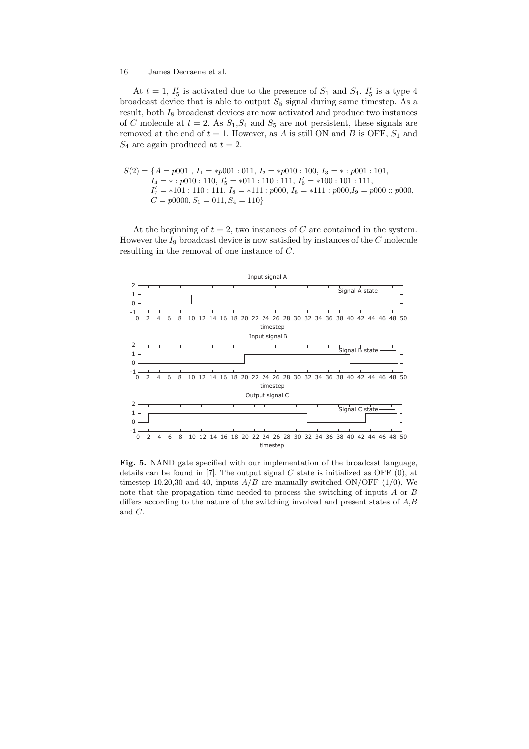At $t = 1$, $I'_5$ is activated due to the presence of $S_1$ and $S_4$. $I'_5$ is a type 4 broadcast device that is able to output $S_5$ signal during same timestep. As a result, both $I_8$ broadcast devices are now activated and produce two instances of $C$ molecule at $t = 2$. As $S_1$,$S_4$ and $S_5$ are not persistent, these signals are removed at the end of $t = 1$. However, as $A$ is still ON and $B$ is OFF, $S_1$ and $S_4$ are again produced at $t = 2$.

$$S(2) = \{A = p001\ ,\ I_1 = *p001 : 011,\ I_2 = *p010 : 100,\ I_3 = * : p001 : 101,$$
$$I_4 = * : p010 : 110,\ I'_5 = *011 : 110 : 111,\ I'_6 = *100 : 101 : 111,$$
$$I'_7 = *101 : 110 : 111,\ I_8 = *111 : p000,\ I_8 = *111 : p000, I_9 = p000 :: p000,$$
$$C = p0000, S_1 = 011, S_4 = 110\}$$

At the beginning of $t = 2$, two instances of $C$ are contained in the system. However the $I_9$ broadcast device is now satisfied by instances of the $C$ molecule resulting in the removal of one instance of $C$.

**Fig. 5.** NAND gate specified with our implementation of the broadcast language, details can be found in [7]. The output signal $C$ state is initialized as OFF (0), at timestep 10,20,30 and 40, inputs $A$/$B$ are manually switched ON/OFF (1/0), We note that the propagation time needed to process the switching of inputs $A$ or $B$ differs according to the nature of the switching involved and present states of $A$,$B$ and $C$.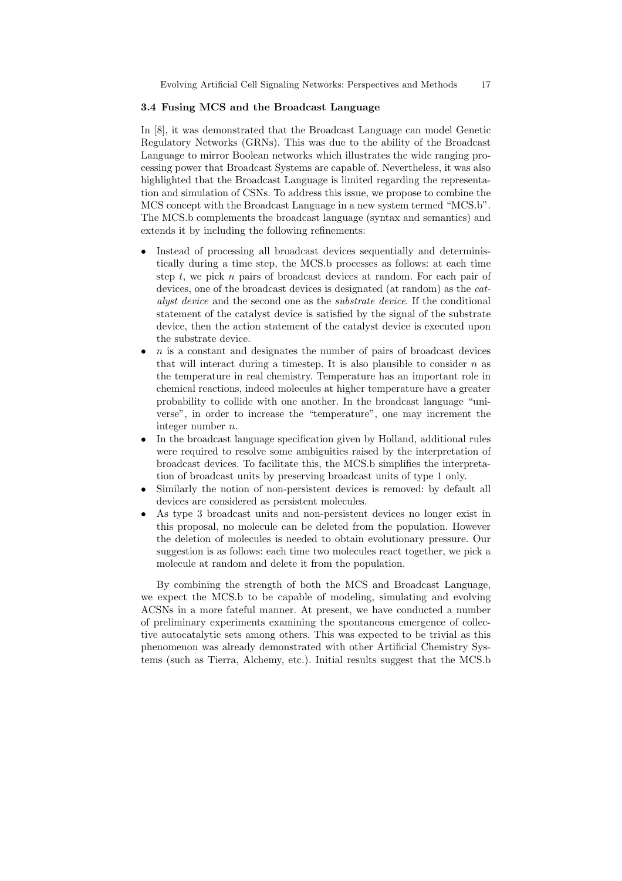### 3.4 Fusing MCS and the Broadcast Language

In [8], it was demonstrated that the Broadcast Language can model Genetic Regulatory Networks (GRNs). This was due to the ability of the Broadcast Language to mirror Boolean networks which illustrates the wide ranging processing power that Broadcast Systems are capable of. Nevertheless, it was also highlighted that the Broadcast Language is limited regarding the representation and simulation of CSNs. To address this issue, we propose to combine the MCS concept with the Broadcast Language in a new system termed "MCS.b". The MCS.b complements the broadcast language (syntax and semantics) and extends it by including the following refinements:

- Instead of processing all broadcast devices sequentially and deterministically during a time step, the MCS.b processes as follows: at each time step $t$, we pick $n$ pairs of broadcast devices at random. For each pair of devices, one of the broadcast devices is designated (at random) as the *catalyst device* and the second one as the *substrate device*. If the conditional statement of the catalyst device is satisfied by the signal of the substrate device, then the action statement of the catalyst device is executed upon the substrate device.
- $n$ is a constant and designates the number of pairs of broadcast devices that will interact during a timestep. It is also plausible to consider $n$ as the temperature in real chemistry. Temperature has an important role in chemical reactions, indeed molecules at higher temperature have a greater probability to collide with one another. In the broadcast language "universe", in order to increase the "temperature", one may increment the integer number $n$.
- In the broadcast language specification given by Holland, additional rules were required to resolve some ambiguities raised by the interpretation of broadcast devices. To facilitate this, the MCS.b simplifies the interpretation of broadcast units by preserving broadcast units of type 1 only.
- Similarly the notion of non-persistent devices is removed: by default all devices are considered as persistent molecules.
- As type 3 broadcast units and non-persistent devices no longer exist in this proposal, no molecule can be deleted from the population. However the deletion of molecules is needed to obtain evolutionary pressure. Our suggestion is as follows: each time two molecules react together, we pick a molecule at random and delete it from the population.

By combining the strength of both the MCS and Broadcast Language, we expect the MCS.b to be capable of modeling, simulating and evolving ACSNs in a more fateful manner. At present, we have conducted a number of preliminary experiments examining the spontaneous emergence of collective autocatalytic sets among others. This was expected to be trivial as this phenomenon was already demonstrated with other Artificial Chemistry Systems (such as Tierra, Alchemy, etc.). Initial results suggest that the MCS.b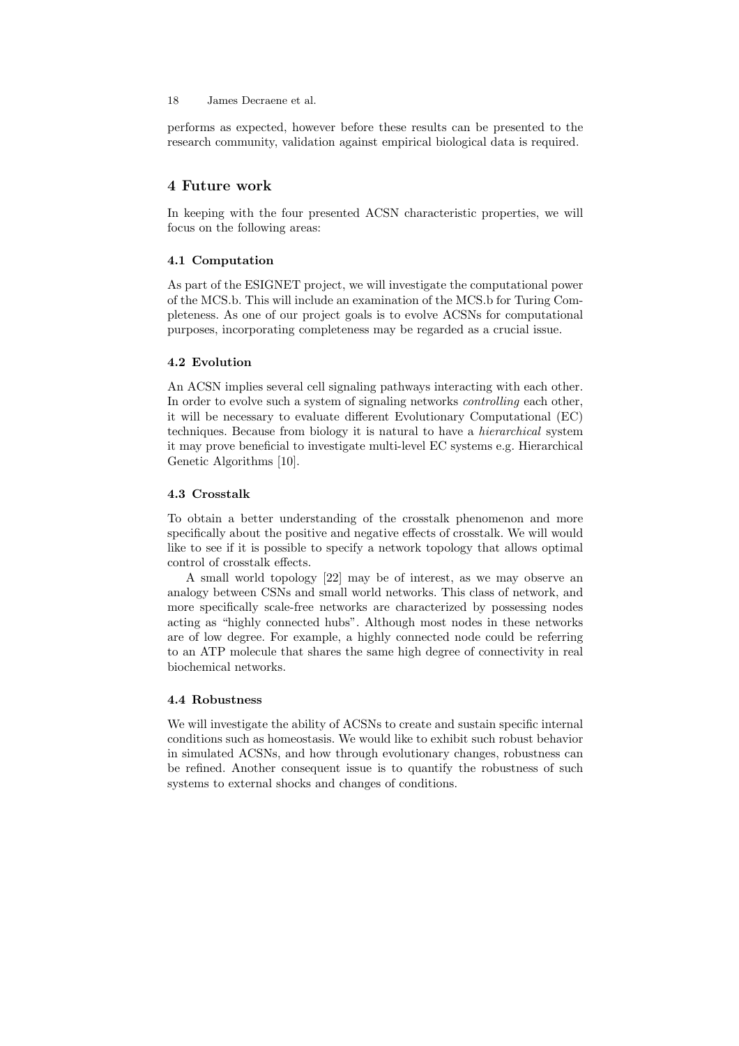performs as expected, however before these results can be presented to the research community, validation against empirical biological data is required.

## 4 Future work

In keeping with the four presented ACSN characteristic properties, we will focus on the following areas:

### 4.1 Computation

As part of the ESIGNET project, we will investigate the computational power of the MCS.b. This will include an examination of the MCS.b for Turing Completeness. As one of our project goals is to evolve ACSNs for computational purposes, incorporating completeness may be regarded as a crucial issue.

### 4.2 Evolution

An ACSN implies several cell signaling pathways interacting with each other. In order to evolve such a system of signaling networks *controlling* each other, it will be necessary to evaluate different Evolutionary Computational (EC) techniques. Because from biology it is natural to have a *hierarchical* system it may prove beneficial to investigate multi-level EC systems e.g. Hierarchical Genetic Algorithms [10].

### 4.3 Crosstalk

To obtain a better understanding of the crosstalk phenomenon and more specifically about the positive and negative effects of crosstalk. We will would like to see if it is possible to specify a network topology that allows optimal control of crosstalk effects.

A small world topology [22] may be of interest, as we may observe an analogy between CSNs and small world networks. This class of network, and more specifically scale-free networks are characterized by possessing nodes acting as "highly connected hubs". Although most nodes in these networks are of low degree. For example, a highly connected node could be referring to an ATP molecule that shares the same high degree of connectivity in real biochemical networks.

### 4.4 Robustness

We will investigate the ability of ACSNs to create and sustain specific internal conditions such as homeostasis. We would like to exhibit such robust behavior in simulated ACSNs, and how through evolutionary changes, robustness can be refined. Another consequent issue is to quantify the robustness of such systems to external shocks and changes of conditions.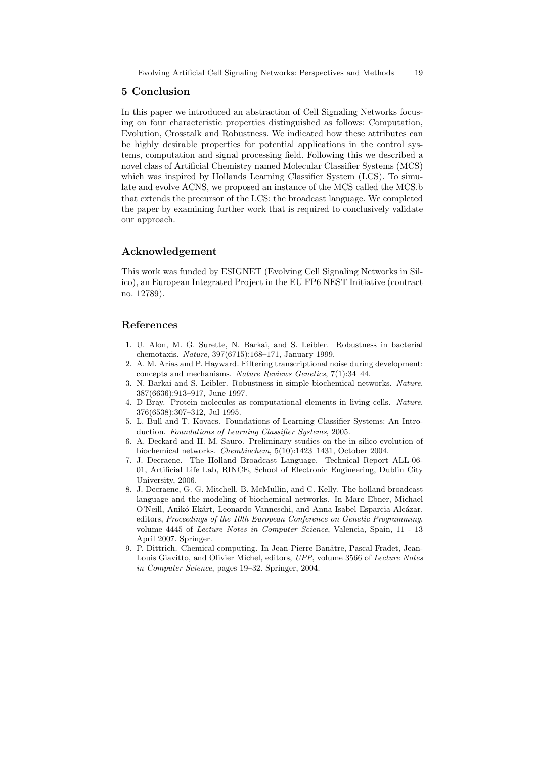## 5 Conclusion

In this paper we introduced an abstraction of Cell Signaling Networks focusing on four characteristic properties distinguished as follows: Computation, Evolution, Crosstalk and Robustness. We indicated how these attributes can be highly desirable properties for potential applications in the control systems, computation and signal processing field. Following this we described a novel class of Artificial Chemistry named Molecular Classifier Systems (MCS) which was inspired by Hollands Learning Classifier System (LCS). To simulate and evolve ACNS, we proposed an instance of the MCS called the MCS.b that extends the precursor of the LCS: the broadcast language. We completed the paper by examining further work that is required to conclusively validate our approach.

## Acknowledgement

This work was funded by ESIGNET (Evolving Cell Signaling Networks in Silico), an European Integrated Project in the EU FP6 NEST Initiative (contract no. 12789).

## References

1. U. Alon, M. G. Surette, N. Barkai, and S. Leibler. Robustness in bacterial chemotaxis. *Nature*, 397(6715):168–171, January 1999.
2. A. M. Arias and P. Hayward. Filtering transcriptional noise during development: concepts and mechanisms. *Nature Reviews Genetics*, 7(1):34–44.
3. N. Barkai and S. Leibler. Robustness in simple biochemical networks. *Nature*, 387(6636):913–917, June 1997.
4. D Bray. Protein molecules as computational elements in living cells. *Nature*, 376(6538):307–312, Jul 1995.
5. L. Bull and T. Kovacs. Foundations of Learning Classifier Systems: An Introduction. *Foundations of Learning Classifier Systems*, 2005.
6. A. Deckard and H. M. Sauro. Preliminary studies on the in silico evolution of biochemical networks. *Chembiochem*, 5(10):1423–1431, October 2004.
7. J. Decraene. The Holland Broadcast Language. Technical Report ALL-06-01, Artificial Life Lab, RINCE, School of Electronic Engineering, Dublin City University, 2006.
8. J. Decraene, G. G. Mitchell, B. McMullin, and C. Kelly. The holland broadcast language and the modeling of biochemical networks. In Marc Ebner, Michael O'Neill, Anikó Ekárt, Leonardo Vanneschi, and Anna Isabel Esparcia-Alcázar, editors, *Proceedings of the 10th European Conference on Genetic Programming*, volume 4445 of *Lecture Notes in Computer Science*, Valencia, Spain, 11 - 13 April 2007. Springer.
9. P. Dittrich. Chemical computing. In Jean-Pierre Banâtre, Pascal Fradet, Jean-Louis Giavitto, and Olivier Michel, editors, *UPP*, volume 3566 of *Lecture Notes in Computer Science*, pages 19–32. Springer, 2004.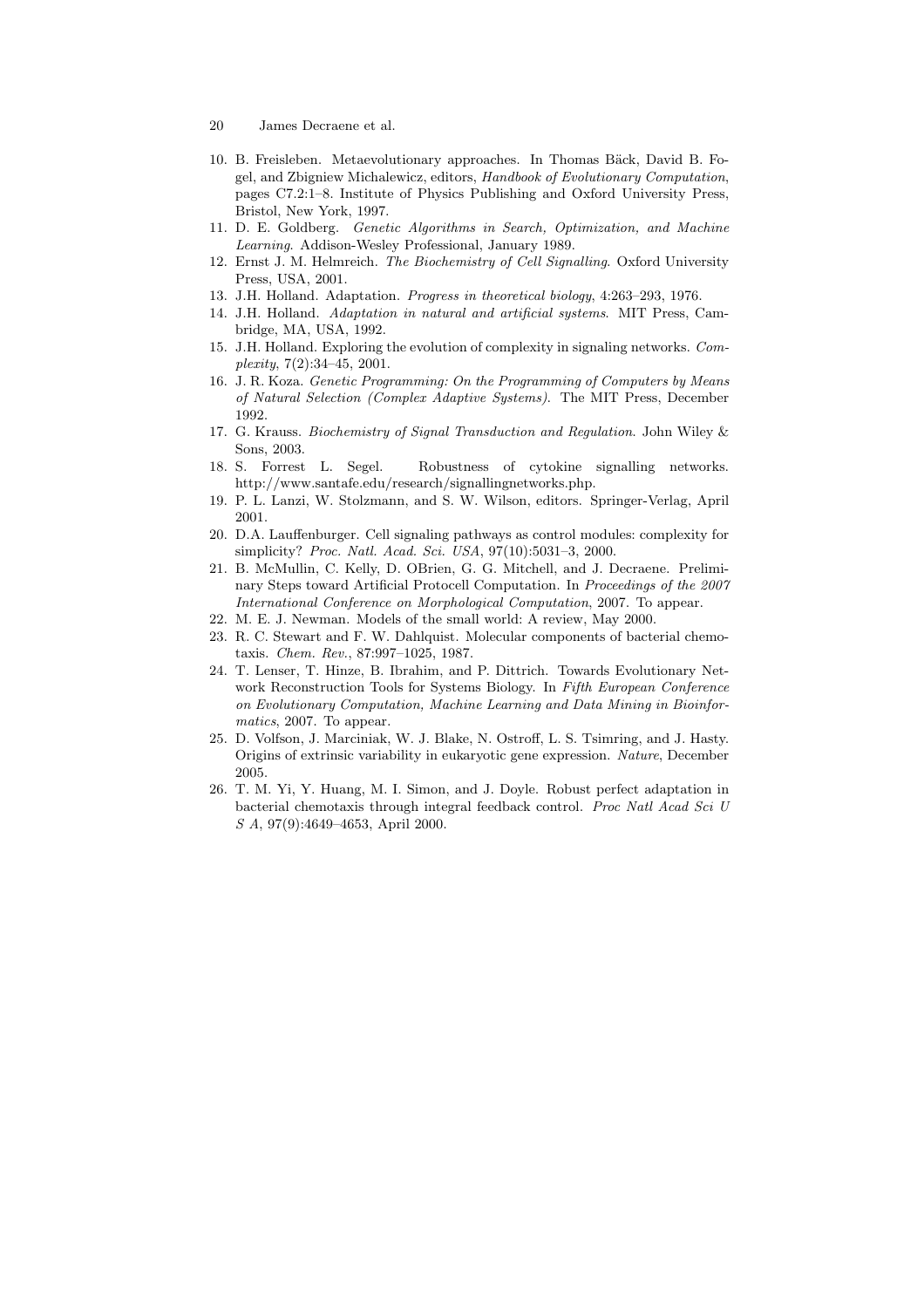10. B. Freisleben. Metaevolutionary approaches. In Thomas Bäck, David B. Fogel, and Zbigniew Michalewicz, editors, *Handbook of Evolutionary Computation*, pages C7.2:1–8. Institute of Physics Publishing and Oxford University Press, Bristol, New York, 1997.
11. D. E. Goldberg. *Genetic Algorithms in Search, Optimization, and Machine Learning*. Addison-Wesley Professional, January 1989.
12. Ernst J. M. Helmreich. *The Biochemistry of Cell Signalling*. Oxford University Press, USA, 2001.
13. J.H. Holland. Adaptation. *Progress in theoretical biology*, 4:263–293, 1976.
14. J.H. Holland. *Adaptation in natural and artificial systems*. MIT Press, Cambridge, MA, USA, 1992.
15. J.H. Holland. Exploring the evolution of complexity in signaling networks. *Complexity*, 7(2):34–45, 2001.
16. J. R. Koza. *Genetic Programming: On the Programming of Computers by Means of Natural Selection (Complex Adaptive Systems)*. The MIT Press, December 1992.
17. G. Krauss. *Biochemistry of Signal Transduction and Regulation*. John Wiley & Sons, 2003.
18. S. Forrest L. Segel. Robustness of cytokine signalling networks. http://www.santafe.edu/research/signallingnetworks.php.
19. P. L. Lanzi, W. Stolzmann, and S. W. Wilson, editors. Springer-Verlag, April 2001.
20. D.A. Lauffenburger. Cell signaling pathways as control modules: complexity for simplicity? *Proc. Natl. Acad. Sci. USA*, 97(10):5031–3, 2000.
21. B. McMullin, C. Kelly, D. OBrien, G. G. Mitchell, and J. Decraene. Preliminary Steps toward Artificial Protocell Computation. In *Proceedings of the 2007 International Conference on Morphological Computation*, 2007. To appear.
22. M. E. J. Newman. Models of the small world: A review, May 2000.
23. R. C. Stewart and F. W. Dahlquist. Molecular components of bacterial chemotaxis. *Chem. Rev.*, 87:997–1025, 1987.
24. T. Lenser, T. Hinze, B. Ibrahim, and P. Dittrich. Towards Evolutionary Network Reconstruction Tools for Systems Biology. In *Fifth European Conference on Evolutionary Computation, Machine Learning and Data Mining in Bioinformatics*, 2007. To appear.
25. D. Volfson, J. Marciniak, W. J. Blake, N. Ostroff, L. S. Tsimring, and J. Hasty. Origins of extrinsic variability in eukaryotic gene expression. *Nature*, December 2005.
26. T. M. Yi, Y. Huang, M. I. Simon, and J. Doyle. Robust perfect adaptation in bacterial chemotaxis through integral feedback control. *Proc Natl Acad Sci U S A*, 97(9):4649–4653, April 2000.